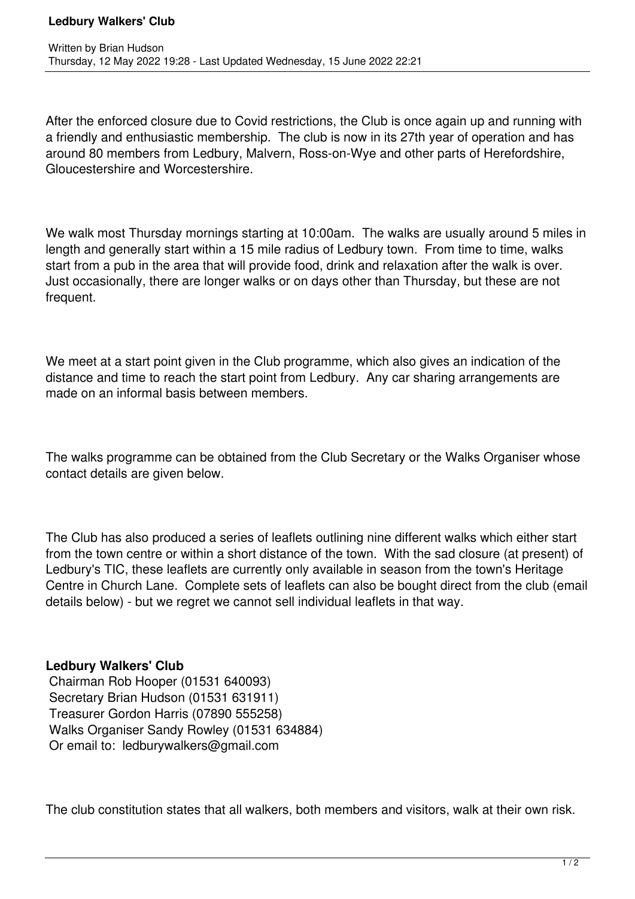After the enforced closure due to Covid restrictions, the Club is once again up and running with a friendly and enthusiastic membership. The club is now in its 27th year of operation and has around 80 members from Ledbury, Malvern, Ross-on-Wye and other parts of Herefordshire, Gloucestershire and Worcestershire.

We walk most Thursday mornings starting at 10:00am. The walks are usually around 5 miles in length and generally start within a 15 mile radius of Ledbury town. From time to time, walks start from a pub in the area that will provide food, drink and relaxation after the walk is over. Just occasionally, there are longer walks or on days other than Thursday, but these are not frequent.

We meet at a start point given in the Club programme, which also gives an indication of the distance and time to reach the start point from Ledbury. Any car sharing arrangements are made on an informal basis between members.

The walks programme can be obtained from the Club Secretary or the Walks Organiser whose contact details are given below.

The Club has also produced a series of leaflets outlining nine different walks which either start from the town centre or within a short distance of the town. With the sad closure (at present) of Ledbury's TIC, these leaflets are currently only available in season from the town's Heritage Centre in Church Lane. Complete sets of leaflets can also be bought direct from the club (email details below) - but we regret we cannot sell individual leaflets in that way.

**Ledbury Walkers' Club**
Chairman Rob Hooper (01531 640093)
Secretary Brian Hudson (01531 631911)
Treasurer Gordon Harris (07890 555258)
Walks Organiser Sandy Rowley (01531 634884)
Or email to: ledburywalkers@gmail.com

The club constitution states that all walkers, both members and visitors, walk at their own risk.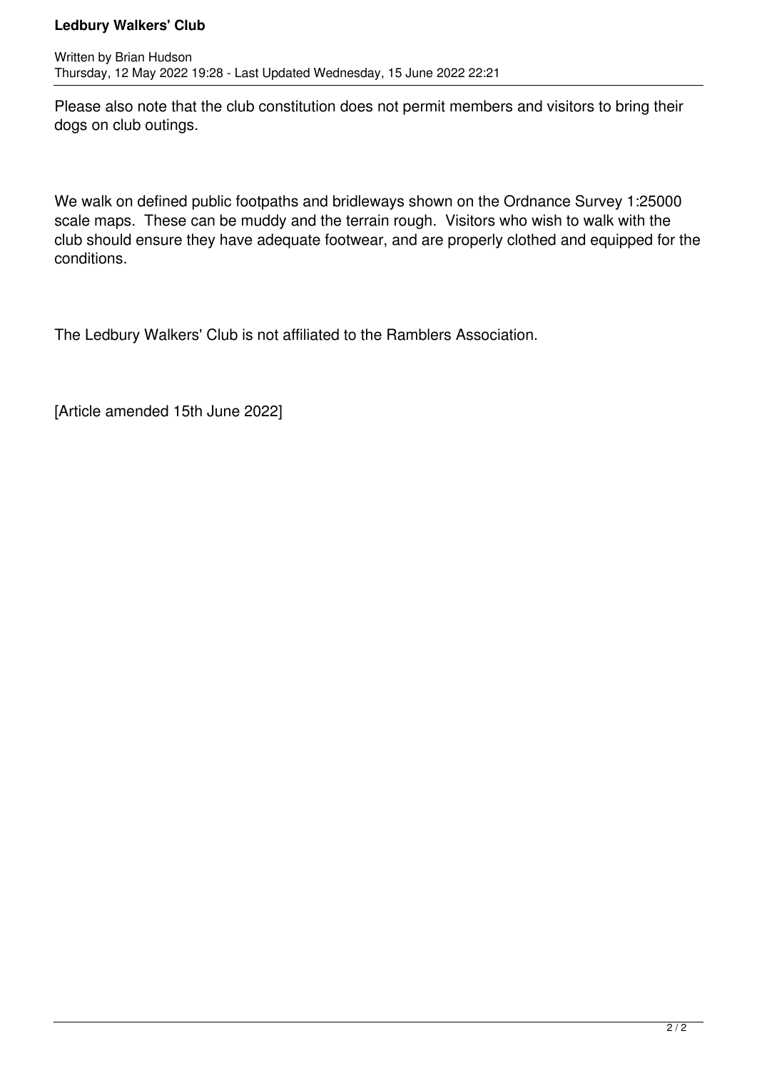Please also note that the club constitution does not permit members and visitors to bring their dogs on club outings.

We walk on defined public footpaths and bridleways shown on the Ordnance Survey 1:25000 scale maps. These can be muddy and the terrain rough. Visitors who wish to walk with the club should ensure they have adequate footwear, and are properly clothed and equipped for the conditions.

The Ledbury Walkers' Club is not affiliated to the Ramblers Association.

[Article amended 15th June 2022]